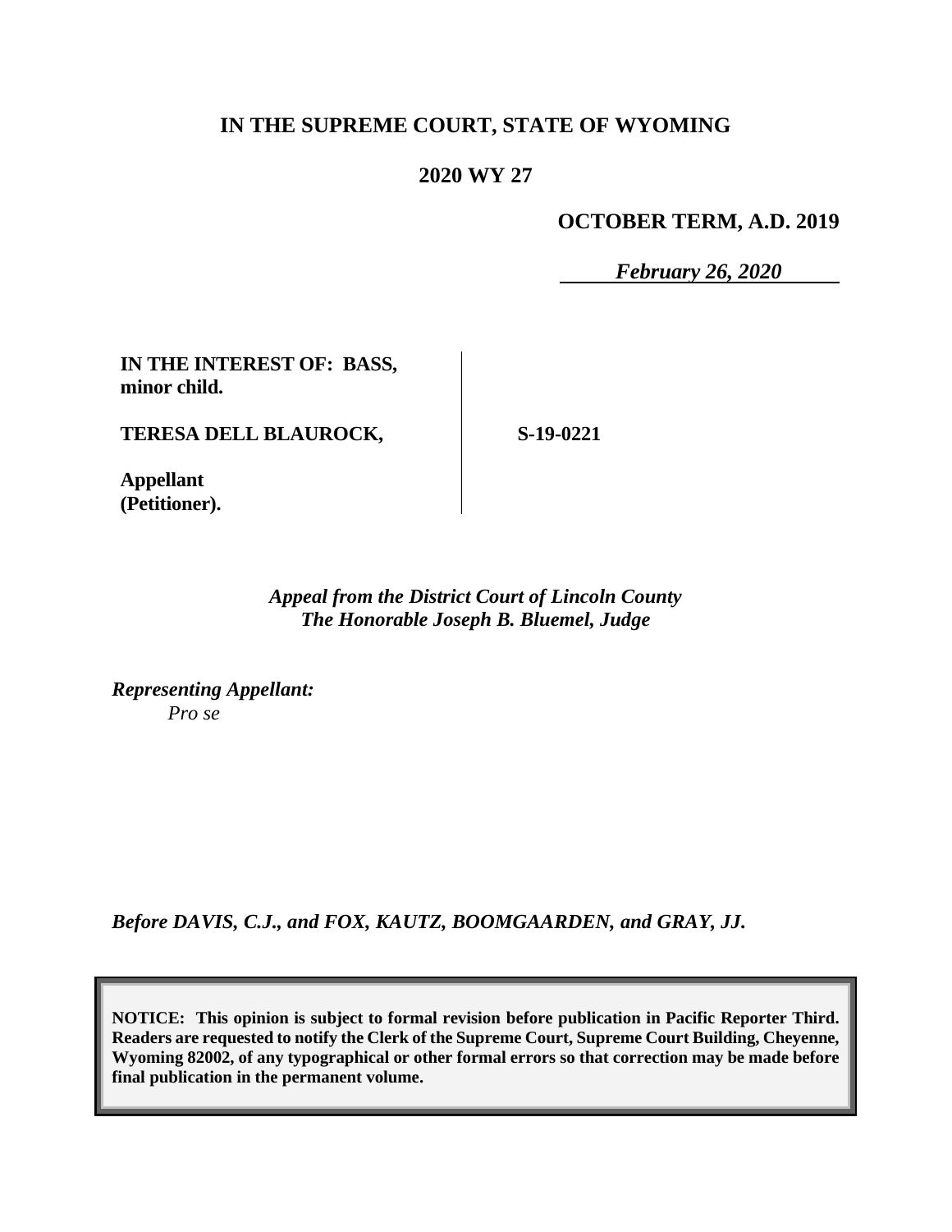**IN THE SUPREME COURT, STATE OF WYOMING**

**2020 WY 27**

**OCTOBER TERM, A.D. 2019**

*February 26, 2020*

**IN THE INTEREST OF: BASS, minor child.**

**TERESA DELL BLAUROCK,**

**Appellant (Petitioner).**

**S-19-0221**

*Appeal from the District Court of Lincoln County*
*The Honorable Joseph B. Bluemel, Judge*

*Representing Appellant:*
*Pro se*

*Before DAVIS, C.J., and FOX, KAUTZ, BOOMGAARDEN, and GRAY, JJ.*

**NOTICE: This opinion is subject to formal revision before publication in Pacific Reporter Third. Readers are requested to notify the Clerk of the Supreme Court, Supreme Court Building, Cheyenne, Wyoming 82002, of any typographical or other formal errors so that correction may be made before final publication in the permanent volume.**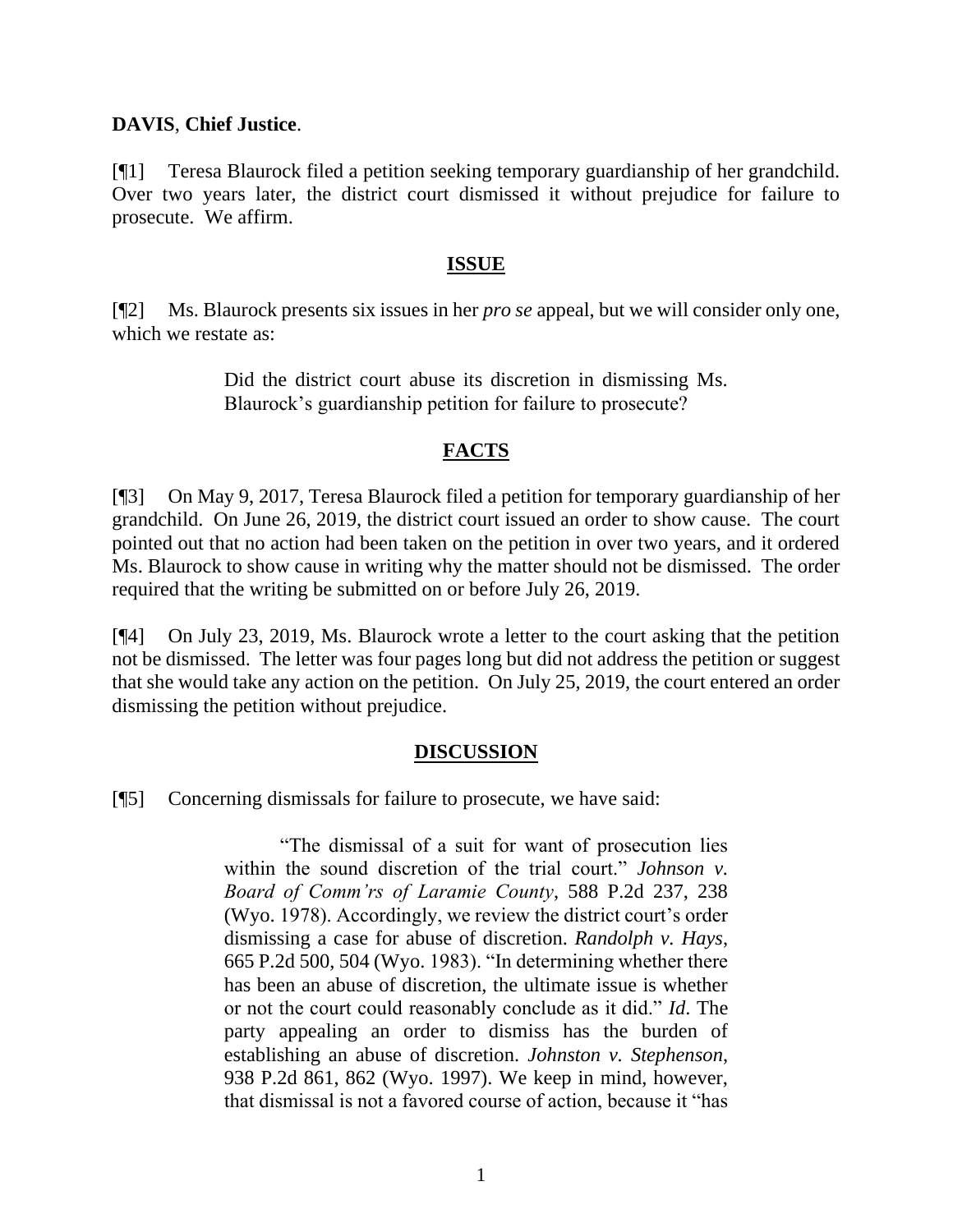**DAVIS**, **Chief Justice**.

[¶1] Teresa Blaurock filed a petition seeking temporary guardianship of her grandchild. Over two years later, the district court dismissed it without prejudice for failure to prosecute. We affirm.

## ISSUE

[¶2] Ms. Blaurock presents six issues in her *pro se* appeal, but we will consider only one, which we restate as:

> Did the district court abuse its discretion in dismissing Ms. Blaurock's guardianship petition for failure to prosecute?

## FACTS

[¶3] On May 9, 2017, Teresa Blaurock filed a petition for temporary guardianship of her grandchild. On June 26, 2019, the district court issued an order to show cause. The court pointed out that no action had been taken on the petition in over two years, and it ordered Ms. Blaurock to show cause in writing why the matter should not be dismissed. The order required that the writing be submitted on or before July 26, 2019.

[¶4] On July 23, 2019, Ms. Blaurock wrote a letter to the court asking that the petition not be dismissed. The letter was four pages long but did not address the petition or suggest that she would take any action on the petition. On July 25, 2019, the court entered an order dismissing the petition without prejudice.

## DISCUSSION

[¶5] Concerning dismissals for failure to prosecute, we have said:

> "The dismissal of a suit for want of prosecution lies within the sound discretion of the trial court." *Johnson v. Board of Comm'rs of Laramie County*, 588 P.2d 237, 238 (Wyo. 1978). Accordingly, we review the district court's order dismissing a case for abuse of discretion. *Randolph v. Hays*, 665 P.2d 500, 504 (Wyo. 1983). "In determining whether there has been an abuse of discretion, the ultimate issue is whether or not the court could reasonably conclude as it did." *Id*. The party appealing an order to dismiss has the burden of establishing an abuse of discretion. *Johnston v. Stephenson*, 938 P.2d 861, 862 (Wyo. 1997). We keep in mind, however, that dismissal is not a favored course of action, because it "has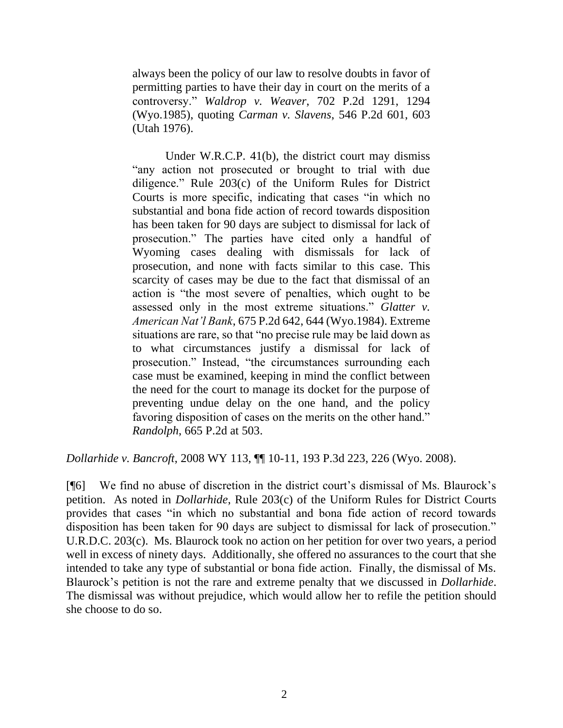> always been the policy of our law to resolve doubts in favor of permitting parties to have their day in court on the merits of a controversy." *Waldrop v. Weaver*, 702 P.2d 1291, 1294 (Wyo.1985), quoting *Carman v. Slavens*, 546 P.2d 601, 603 (Utah 1976).
>
> Under W.R.C.P. 41(b), the district court may dismiss "any action not prosecuted or brought to trial with due diligence." Rule 203(c) of the Uniform Rules for District Courts is more specific, indicating that cases "in which no substantial and bona fide action of record towards disposition has been taken for 90 days are subject to dismissal for lack of prosecution." The parties have cited only a handful of Wyoming cases dealing with dismissals for lack of prosecution, and none with facts similar to this case. This scarcity of cases may be due to the fact that dismissal of an action is "the most severe of penalties, which ought to be assessed only in the most extreme situations." *Glatter v. American Nat'l Bank*, 675 P.2d 642, 644 (Wyo.1984). Extreme situations are rare, so that "no precise rule may be laid down as to what circumstances justify a dismissal for lack of prosecution." Instead, "the circumstances surrounding each case must be examined, keeping in mind the conflict between the need for the court to manage its docket for the purpose of preventing undue delay on the one hand, and the policy favoring disposition of cases on the merits on the other hand." *Randolph*, 665 P.2d at 503.

*Dollarhide v. Bancroft*, 2008 WY 113, ¶¶ 10-11, 193 P.3d 223, 226 (Wyo. 2008).

[¶6] We find no abuse of discretion in the district court's dismissal of Ms. Blaurock's petition. As noted in *Dollarhide*, Rule 203(c) of the Uniform Rules for District Courts provides that cases "in which no substantial and bona fide action of record towards disposition has been taken for 90 days are subject to dismissal for lack of prosecution." U.R.D.C. 203(c). Ms. Blaurock took no action on her petition for over two years, a period well in excess of ninety days. Additionally, she offered no assurances to the court that she intended to take any type of substantial or bona fide action. Finally, the dismissal of Ms. Blaurock's petition is not the rare and extreme penalty that we discussed in *Dollarhide*. The dismissal was without prejudice, which would allow her to refile the petition should she choose to do so.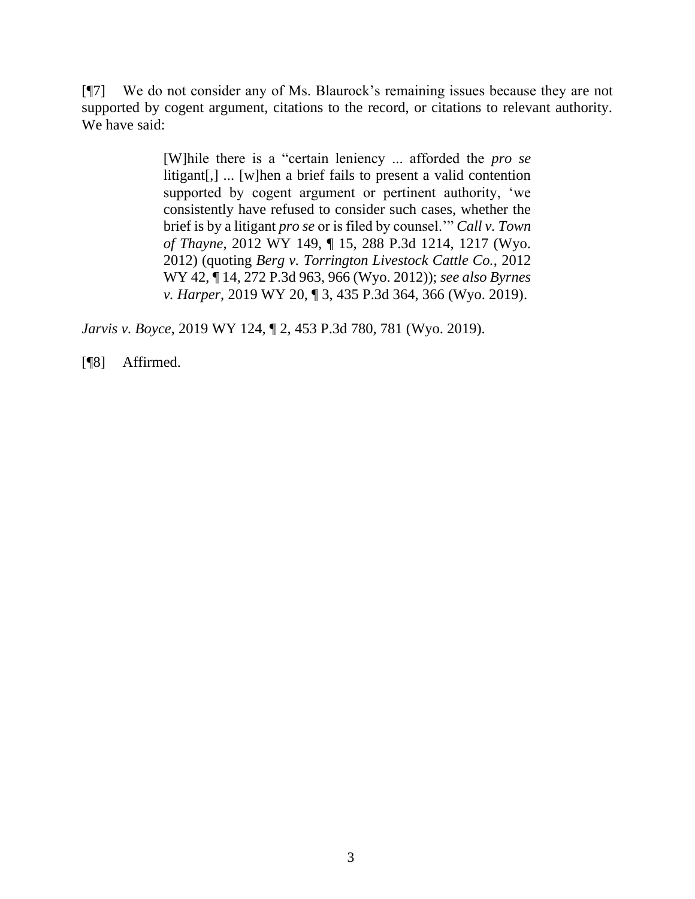[¶7] We do not consider any of Ms. Blaurock's remaining issues because they are not supported by cogent argument, citations to the record, or citations to relevant authority. We have said:

> [W]hile there is a "certain leniency ... afforded the *pro se* litigant[,] ... [w]hen a brief fails to present a valid contention supported by cogent argument or pertinent authority, 'we consistently have refused to consider such cases, whether the brief is by a litigant *pro se* or is filed by counsel.'" *Call v. Town of Thayne*, 2012 WY 149, ¶ 15, 288 P.3d 1214, 1217 (Wyo. 2012) (quoting *Berg v. Torrington Livestock Cattle Co.*, 2012 WY 42, ¶ 14, 272 P.3d 963, 966 (Wyo. 2012)); *see also Byrnes v. Harper*, 2019 WY 20, ¶ 3, 435 P.3d 364, 366 (Wyo. 2019).

*Jarvis v. Boyce*, 2019 WY 124, ¶ 2, 453 P.3d 780, 781 (Wyo. 2019).

[¶8] Affirmed.